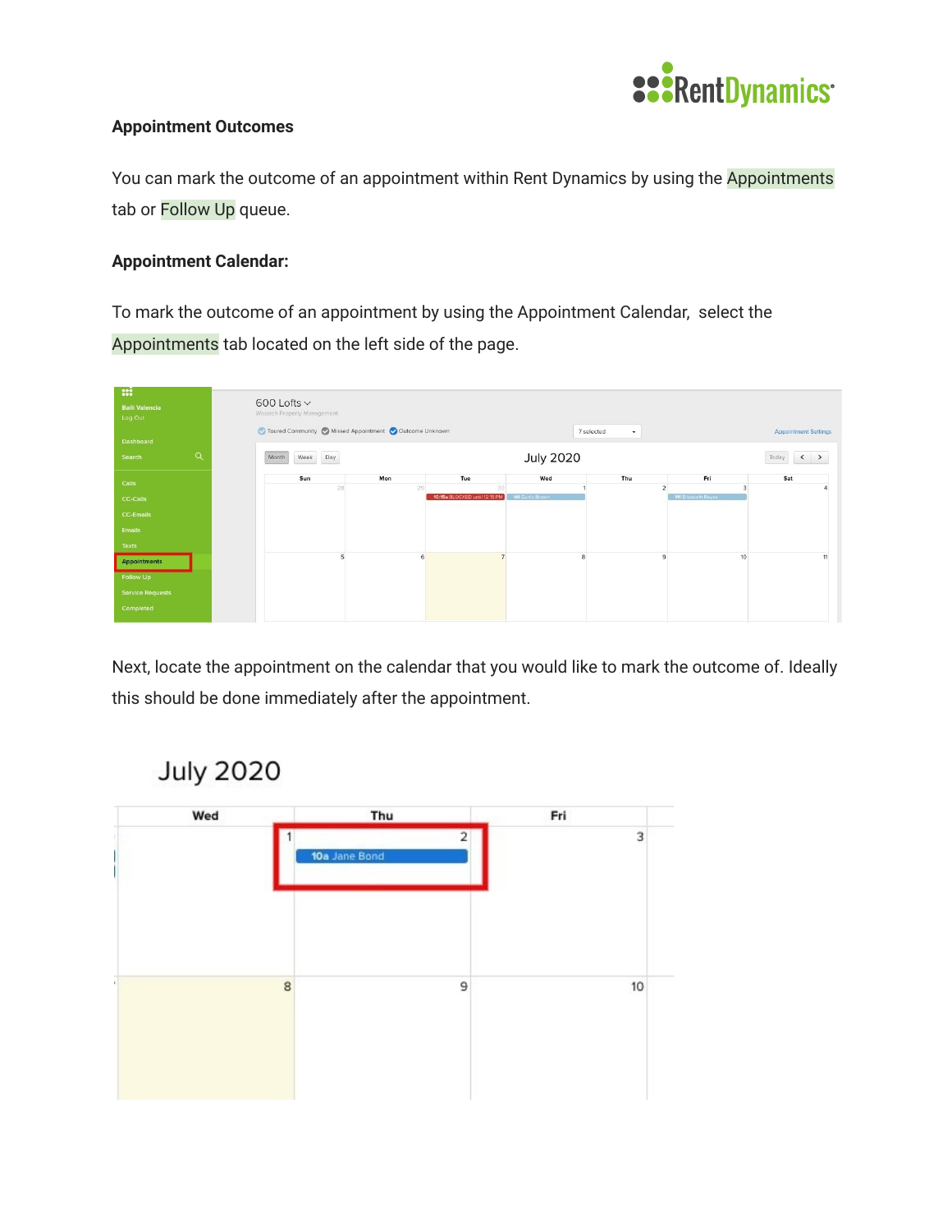**Appointment Outcomes**

You can mark the outcome of an appointment within Rent Dynamics by using the Appointments tab or Follow Up queue.

**Appointment Calendar:**

To mark the outcome of an appointment by using the Appointment Calendar, select the Appointments tab located on the left side of the page.

Next, locate the appointment on the calendar that you would like to mark the outcome of. Ideally this should be done immediately after the appointment.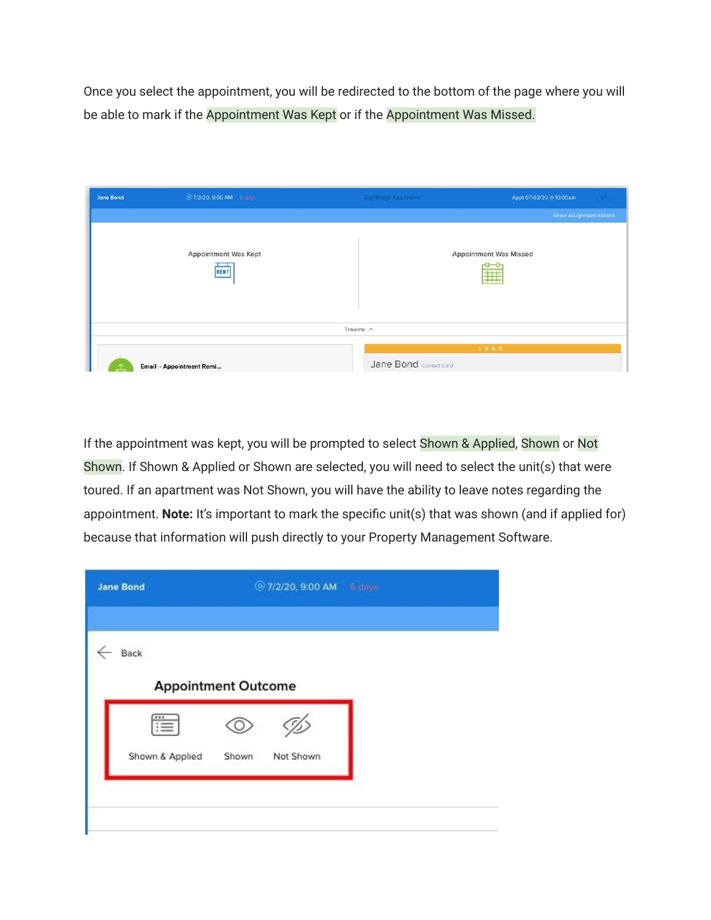Once you select the appointment, you will be redirected to the bottom of the page where you will be able to mark if the Appointment Was Kept or if the Appointment Was Missed.

If the appointment was kept, you will be prompted to select Shown & Applied, Shown or Not Shown. If Shown & Applied or Shown are selected, you will need to select the unit(s) that were toured. If an apartment was Not Shown, you will have the ability to leave notes regarding the appointment. **Note:** It's important to mark the specific unit(s) that was shown (and if applied for) because that information will push directly to your Property Management Software.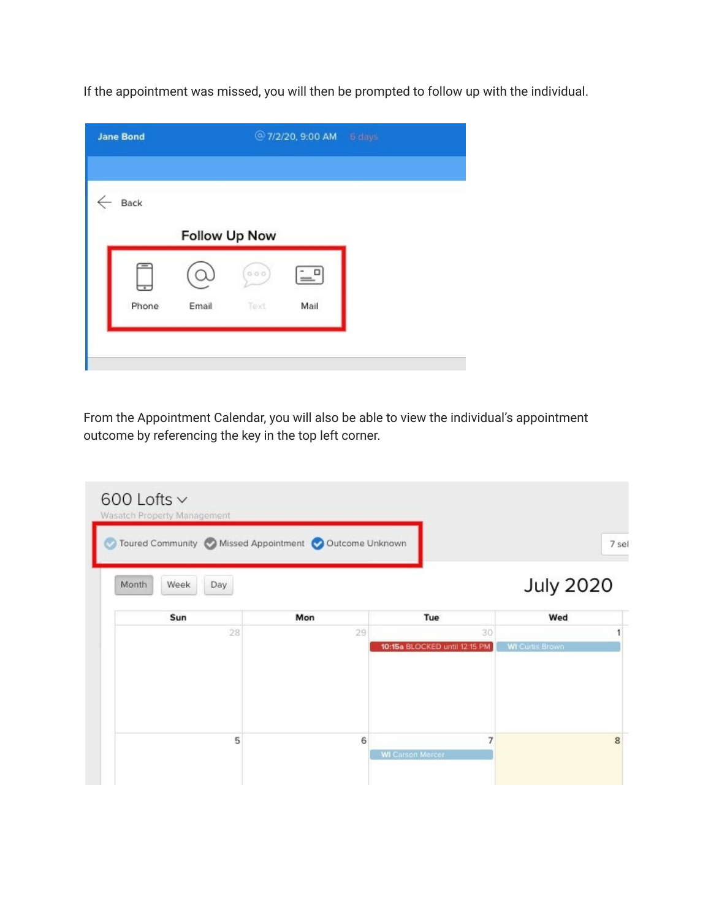If the appointment was missed, you will then be prompted to follow up with the individual.

From the Appointment Calendar, you will also be able to view the individual's appointment outcome by referencing the key in the top left corner.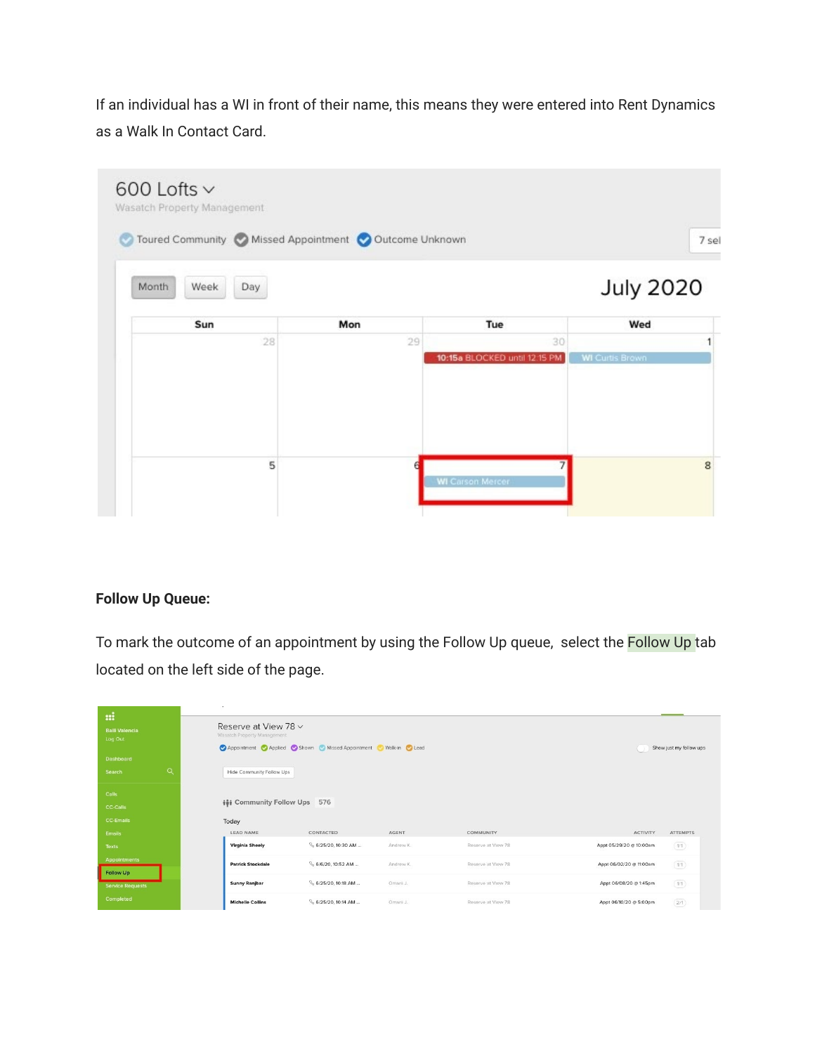If an individual has a WI in front of their name, this means they were entered into Rent Dynamics as a Walk In Contact Card.

**Follow Up Queue:**

To mark the outcome of an appointment by using the Follow Up queue, select the Follow Up tab located on the left side of the page.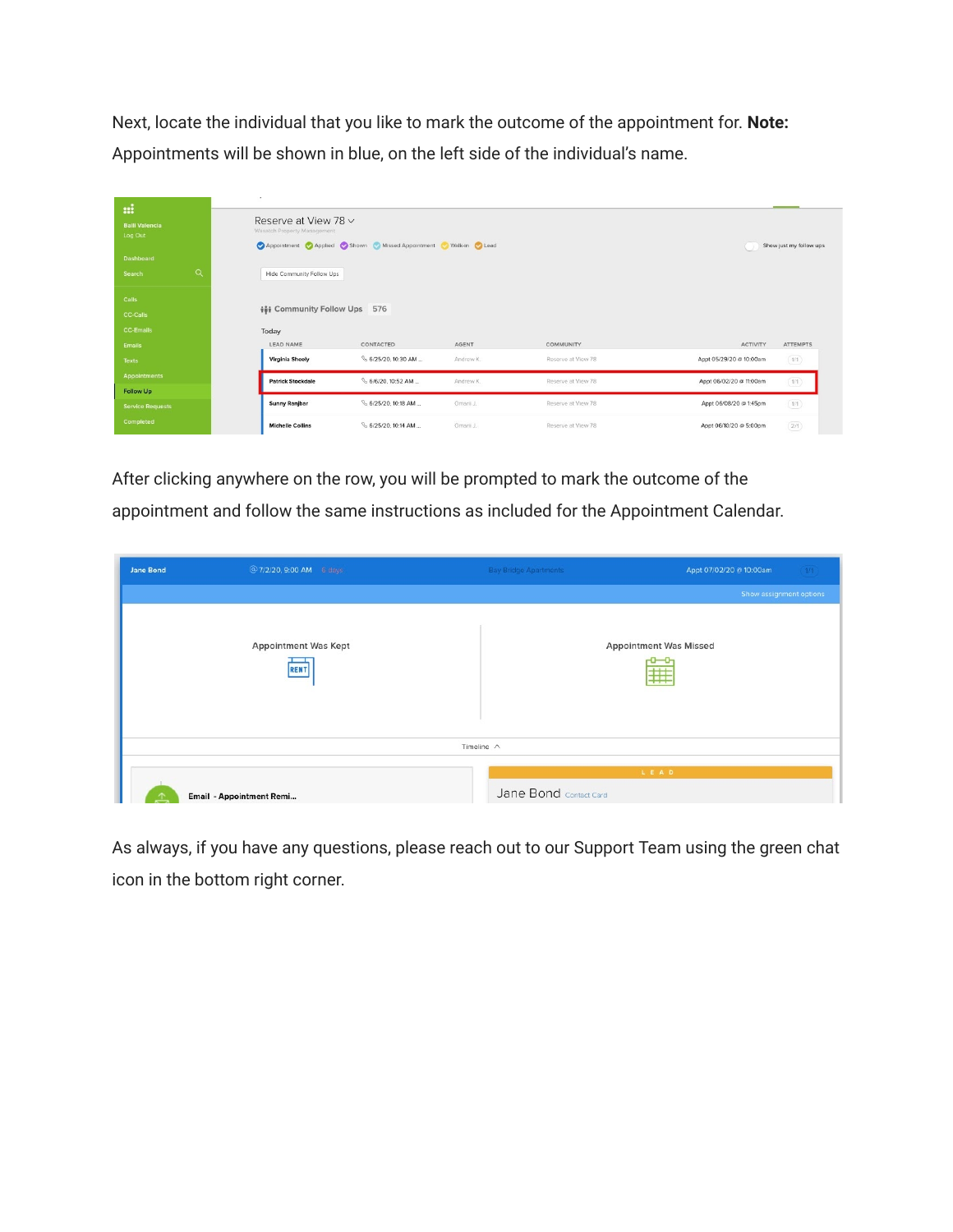Next, locate the individual that you like to mark the outcome of the appointment for. **Note:** Appointments will be shown in blue, on the left side of the individual's name.

After clicking anywhere on the row, you will be prompted to mark the outcome of the appointment and follow the same instructions as included for the Appointment Calendar.

As always, if you have any questions, please reach out to our Support Team using the green chat icon in the bottom right corner.